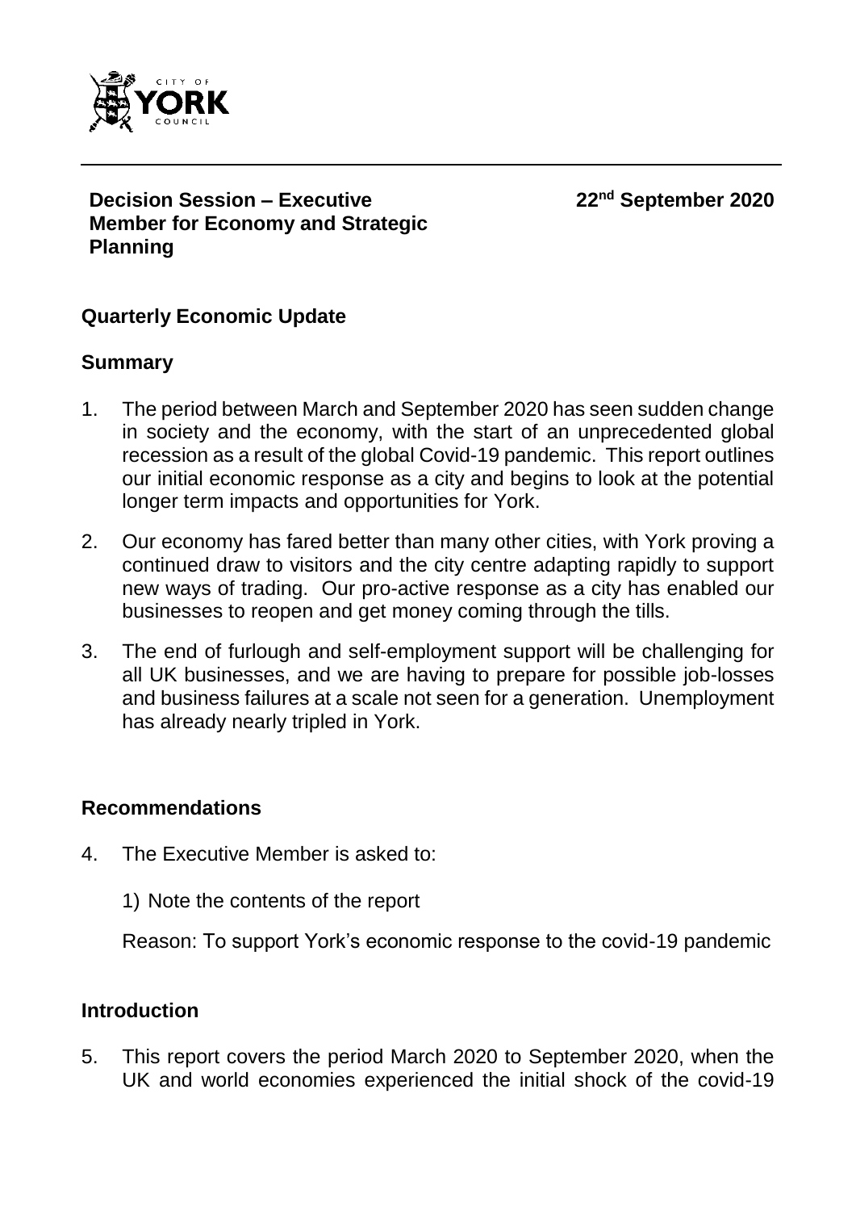**Decision Session – Executive Member for Economy and Strategic Planning**

**22nd September 2020**

## Quarterly Economic Update

### Summary

1. The period between March and September 2020 has seen sudden change in society and the economy, with the start of an unprecedented global recession as a result of the global Covid-19 pandemic. This report outlines our initial economic response as a city and begins to look at the potential longer term impacts and opportunities for York.

2. Our economy has fared better than many other cities, with York proving a continued draw to visitors and the city centre adapting rapidly to support new ways of trading. Our pro-active response as a city has enabled our businesses to reopen and get money coming through the tills.

3. The end of furlough and self-employment support will be challenging for all UK businesses, and we are having to prepare for possible job-losses and business failures at a scale not seen for a generation. Unemployment has already nearly tripled in York.

### Recommendations

4. The Executive Member is asked to:

   1) Note the contents of the report

   Reason: To support York's economic response to the covid-19 pandemic

### Introduction

5. This report covers the period March 2020 to September 2020, when the UK and world economies experienced the initial shock of the covid-19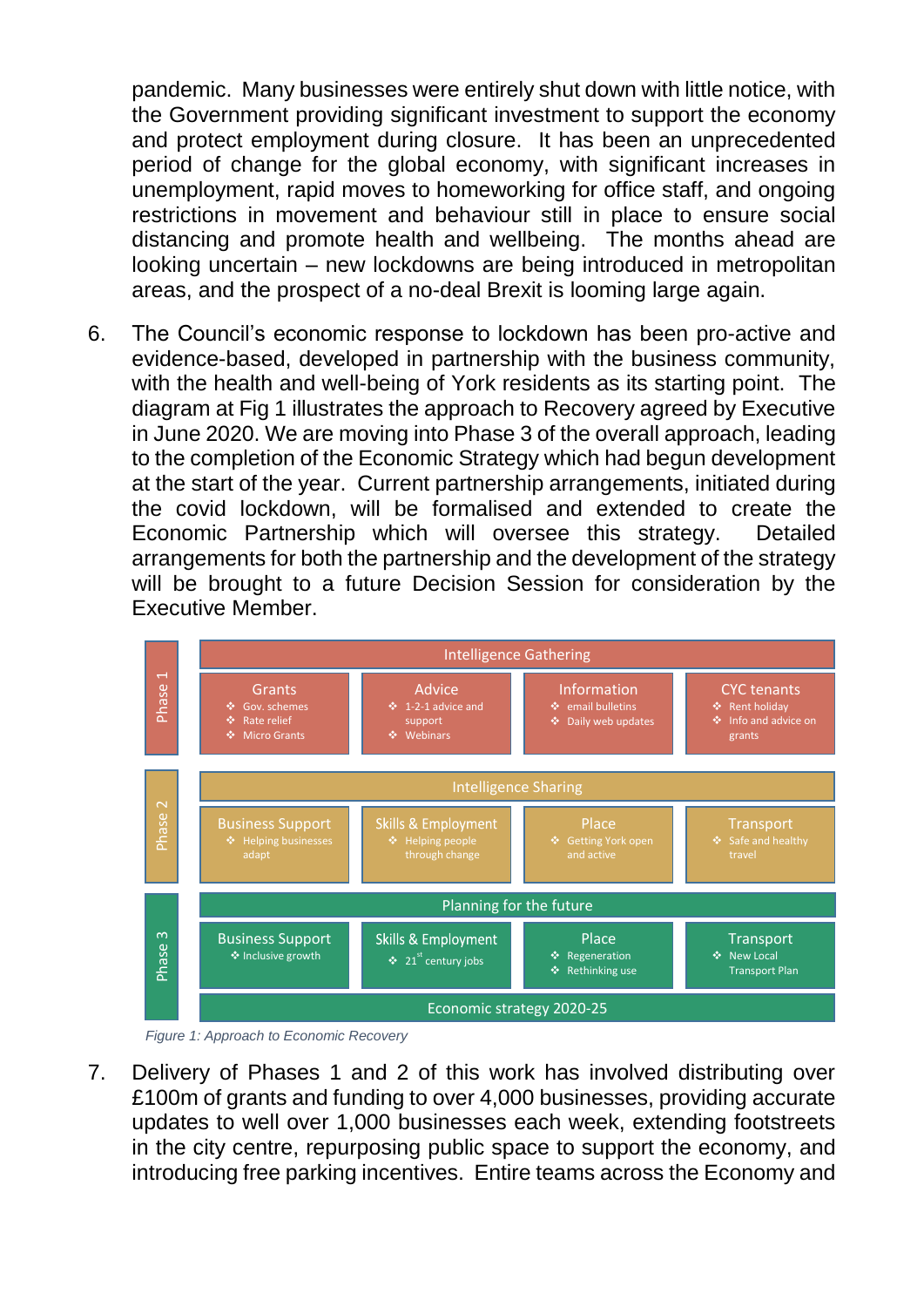pandemic. Many businesses were entirely shut down with little notice, with the Government providing significant investment to support the economy and protect employment during closure. It has been an unprecedented period of change for the global economy, with significant increases in unemployment, rapid moves to homeworking for office staff, and ongoing restrictions in movement and behaviour still in place to ensure social distancing and promote health and wellbeing. The months ahead are looking uncertain – new lockdowns are being introduced in metropolitan areas, and the prospect of a no-deal Brexit is looming large again.

6. The Council's economic response to lockdown has been pro-active and evidence-based, developed in partnership with the business community, with the health and well-being of York residents as its starting point. The diagram at Fig 1 illustrates the approach to Recovery agreed by Executive in June 2020. We are moving into Phase 3 of the overall approach, leading to the completion of the Economic Strategy which had begun development at the start of the year. Current partnership arrangements, initiated during the covid lockdown, will be formalised and extended to create the Economic Partnership which will oversee this strategy. Detailed arrangements for both the partnership and the development of the strategy will be brought to a future Decision Session for consideration by the Executive Member.

| Phase | | | | |
|---|---|---|---|---|
| **Phase 1** | **Intelligence Gathering** | | | |
| | **Grants**<br>❖ Gov. schemes<br>❖ Rate relief<br>❖ Micro Grants | **Advice**<br>❖ 1-2-1 advice and support<br>❖ Webinars | **Information**<br>❖ email bulletins<br>❖ Daily web updates | **CYC tenants**<br>❖ Rent holiday<br>❖ Info and advice on grants |
| **Phase 2** | **Intelligence Sharing** | | | |
| | **Business Support**<br>❖ Helping businesses adapt | **Skills & Employment**<br>❖ Helping people through change | **Place**<br>❖ Getting York open and active | **Transport**<br>❖ Safe and healthy travel |
| **Phase 3** | **Planning for the future** | | | |
| | **Business Support**<br>❖ Inclusive growth | **Skills & Employment**<br>❖ 21st century jobs | **Place**<br>❖ Regeneration<br>❖ Rethinking use | **Transport**<br>❖ New Local Transport Plan |
| | **Economic strategy 2020-25** | | | |

*Figure 1: Approach to Economic Recovery*

7. Delivery of Phases 1 and 2 of this work has involved distributing over £100m of grants and funding to over 4,000 businesses, providing accurate updates to well over 1,000 businesses each week, extending footstreets in the city centre, repurposing public space to support the economy, and introducing free parking incentives. Entire teams across the Economy and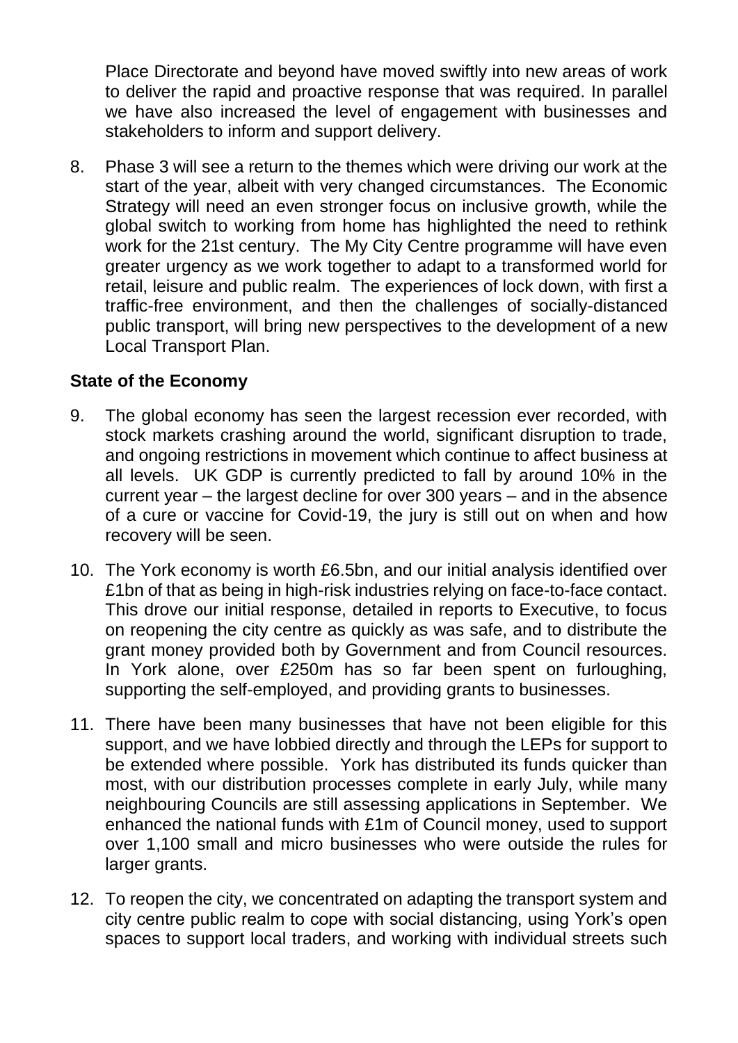Place Directorate and beyond have moved swiftly into new areas of work to deliver the rapid and proactive response that was required. In parallel we have also increased the level of engagement with businesses and stakeholders to inform and support delivery.

8. Phase 3 will see a return to the themes which were driving our work at the start of the year, albeit with very changed circumstances. The Economic Strategy will need an even stronger focus on inclusive growth, while the global switch to working from home has highlighted the need to rethink work for the 21st century. The My City Centre programme will have even greater urgency as we work together to adapt to a transformed world for retail, leisure and public realm. The experiences of lock down, with first a traffic-free environment, and then the challenges of socially-distanced public transport, will bring new perspectives to the development of a new Local Transport Plan.

**State of the Economy**

9. The global economy has seen the largest recession ever recorded, with stock markets crashing around the world, significant disruption to trade, and ongoing restrictions in movement which continue to affect business at all levels. UK GDP is currently predicted to fall by around 10% in the current year – the largest decline for over 300 years – and in the absence of a cure or vaccine for Covid-19, the jury is still out on when and how recovery will be seen.

10. The York economy is worth £6.5bn, and our initial analysis identified over £1bn of that as being in high-risk industries relying on face-to-face contact. This drove our initial response, detailed in reports to Executive, to focus on reopening the city centre as quickly as was safe, and to distribute the grant money provided both by Government and from Council resources. In York alone, over £250m has so far been spent on furloughing, supporting the self-employed, and providing grants to businesses.

11. There have been many businesses that have not been eligible for this support, and we have lobbied directly and through the LEPs for support to be extended where possible. York has distributed its funds quicker than most, with our distribution processes complete in early July, while many neighbouring Councils are still assessing applications in September. We enhanced the national funds with £1m of Council money, used to support over 1,100 small and micro businesses who were outside the rules for larger grants.

12. To reopen the city, we concentrated on adapting the transport system and city centre public realm to cope with social distancing, using York's open spaces to support local traders, and working with individual streets such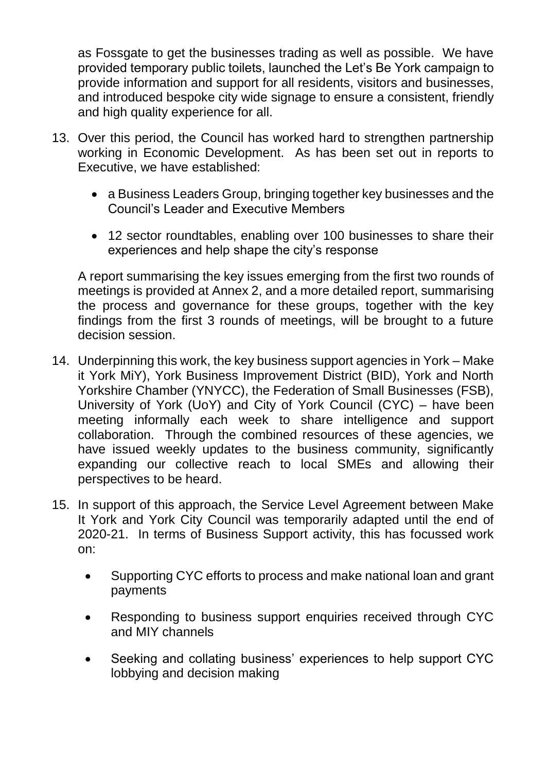as Fossgate to get the businesses trading as well as possible. We have provided temporary public toilets, launched the Let's Be York campaign to provide information and support for all residents, visitors and businesses, and introduced bespoke city wide signage to ensure a consistent, friendly and high quality experience for all.

13. Over this period, the Council has worked hard to strengthen partnership working in Economic Development. As has been set out in reports to Executive, we have established:

    - a Business Leaders Group, bringing together key businesses and the Council's Leader and Executive Members
    - 12 sector roundtables, enabling over 100 businesses to share their experiences and help shape the city's response

    A report summarising the key issues emerging from the first two rounds of meetings is provided at Annex 2, and a more detailed report, summarising the process and governance for these groups, together with the key findings from the first 3 rounds of meetings, will be brought to a future decision session.

14. Underpinning this work, the key business support agencies in York – Make it York MiY), York Business Improvement District (BID), York and North Yorkshire Chamber (YNYCC), the Federation of Small Businesses (FSB), University of York (UoY) and City of York Council (CYC) – have been meeting informally each week to share intelligence and support collaboration. Through the combined resources of these agencies, we have issued weekly updates to the business community, significantly expanding our collective reach to local SMEs and allowing their perspectives to be heard.

15. In support of this approach, the Service Level Agreement between Make It York and York City Council was temporarily adapted until the end of 2020-21. In terms of Business Support activity, this has focussed work on:

    - Supporting CYC efforts to process and make national loan and grant payments
    - Responding to business support enquiries received through CYC and MIY channels
    - Seeking and collating business' experiences to help support CYC lobbying and decision making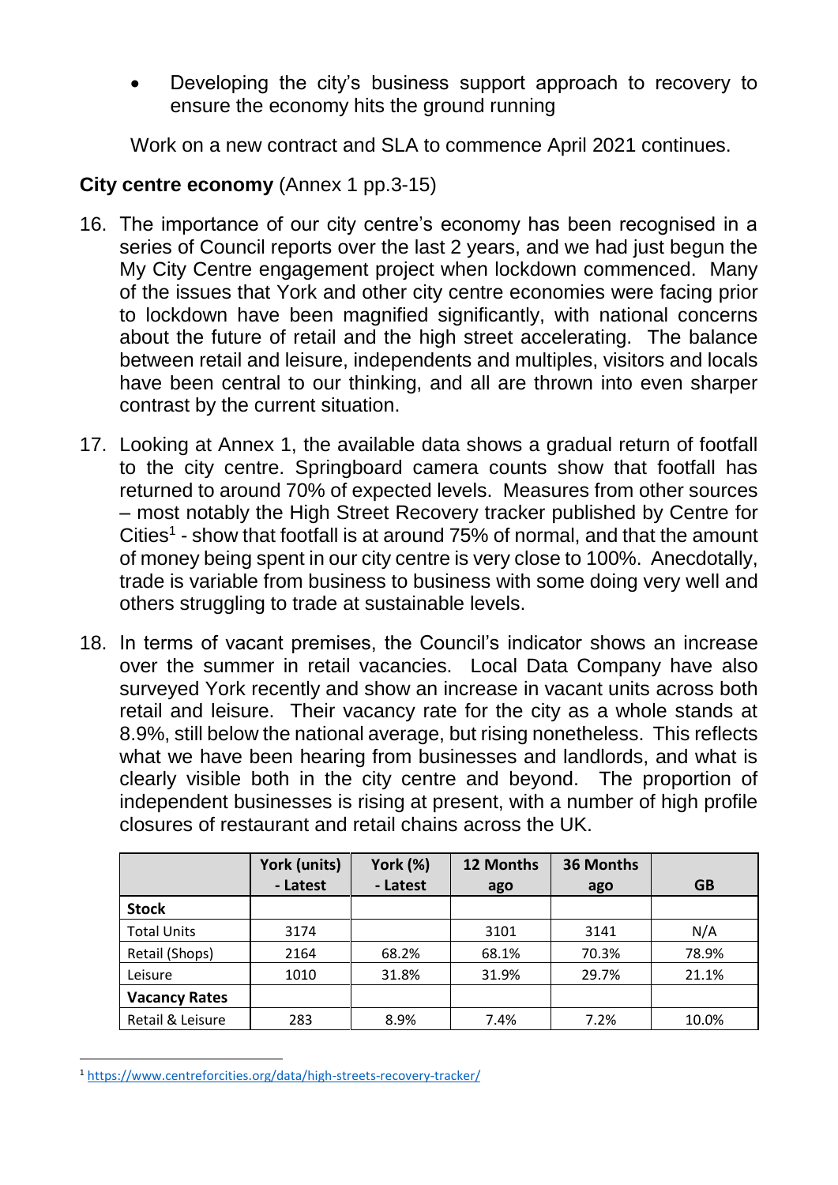- Developing the city's business support approach to recovery to ensure the economy hits the ground running

Work on a new contract and SLA to commence April 2021 continues.

**City centre economy** (Annex 1 pp.3-15)

16. The importance of our city centre's economy has been recognised in a series of Council reports over the last 2 years, and we had just begun the My City Centre engagement project when lockdown commenced. Many of the issues that York and other city centre economies were facing prior to lockdown have been magnified significantly, with national concerns about the future of retail and the high street accelerating. The balance between retail and leisure, independents and multiples, visitors and locals have been central to our thinking, and all are thrown into even sharper contrast by the current situation.

17. Looking at Annex 1, the available data shows a gradual return of footfall to the city centre. Springboard camera counts show that footfall has returned to around 70% of expected levels. Measures from other sources – most notably the High Street Recovery tracker published by Centre for Cities[1] - show that footfall is at around 75% of normal, and that the amount of money being spent in our city centre is very close to 100%. Anecdotally, trade is variable from business to business with some doing very well and others struggling to trade at sustainable levels.

18. In terms of vacant premises, the Council's indicator shows an increase over the summer in retail vacancies. Local Data Company have also surveyed York recently and show an increase in vacant units across both retail and leisure. Their vacancy rate for the city as a whole stands at 8.9%, still below the national average, but rising nonetheless. This reflects what we have been hearing from businesses and landlords, and what is clearly visible both in the city centre and beyond. The proportion of independent businesses is rising at present, with a number of high profile closures of restaurant and retail chains across the UK.

| | York (units) - Latest | York (%) - Latest | 12 Months ago | 36 Months ago | GB |
|---|---|---|---|---|---|
| **Stock** | | | | | |
| Total Units | 3174 | | 3101 | 3141 | N/A |
| Retail (Shops) | 2164 | 68.2% | 68.1% | 70.3% | 78.9% |
| Leisure | 1010 | 31.8% | 31.9% | 29.7% | 21.1% |
| **Vacancy Rates** | | | | | |
| Retail & Leisure | 283 | 8.9% | 7.4% | 7.2% | 10.0% |

[1] https://www.centreforcities.org/data/high-streets-recovery-tracker/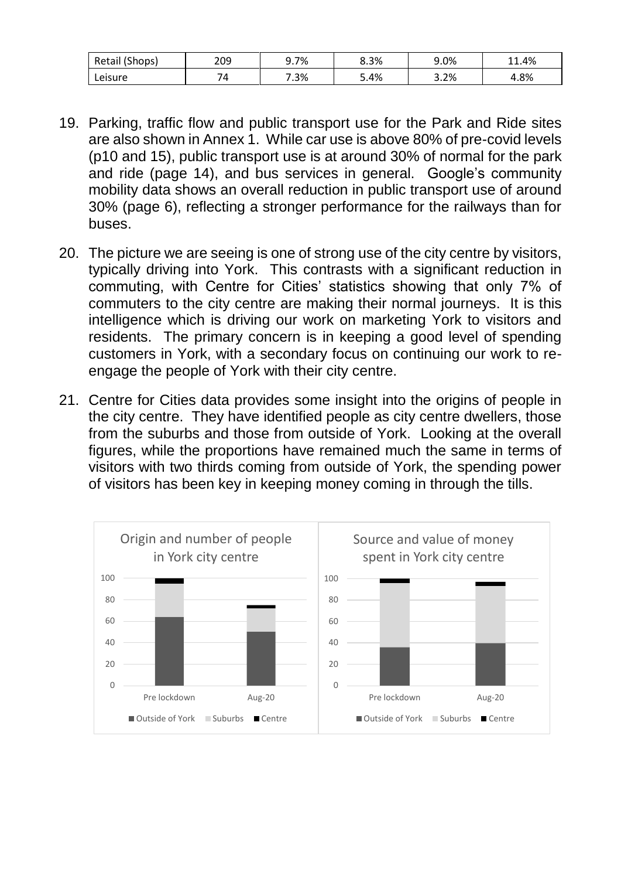| Retail (Shops) | 209 | 9.7% | 8.3% | 9.0% | 11.4% |
| --- | --- | --- | --- | --- | --- |
| Leisure | 74 | 7.3% | 5.4% | 3.2% | 4.8% |

19. Parking, traffic flow and public transport use for the Park and Ride sites are also shown in Annex 1. While car use is above 80% of pre-covid levels (p10 and 15), public transport use is at around 30% of normal for the park and ride (page 14), and bus services in general. Google's community mobility data shows an overall reduction in public transport use of around 30% (page 6), reflecting a stronger performance for the railways than for buses.

20. The picture we are seeing is one of strong use of the city centre by visitors, typically driving into York. This contrasts with a significant reduction in commuting, with Centre for Cities' statistics showing that only 7% of commuters to the city centre are making their normal journeys. It is this intelligence which is driving our work on marketing York to visitors and residents. The primary concern is in keeping a good level of spending customers in York, with a secondary focus on continuing our work to re-engage the people of York with their city centre.

21. Centre for Cities data provides some insight into the origins of people in the city centre. They have identified people as city centre dwellers, those from the suburbs and those from outside of York. Looking at the overall figures, while the proportions have remained much the same in terms of visitors with two thirds coming from outside of York, the spending power of visitors has been key in keeping money coming in through the tills.

Origin and number of people in York city centre

Source and value of money spent in York city centre

Legend: Outside of York, Suburbs, Centre (Pre lockdown, Aug-20)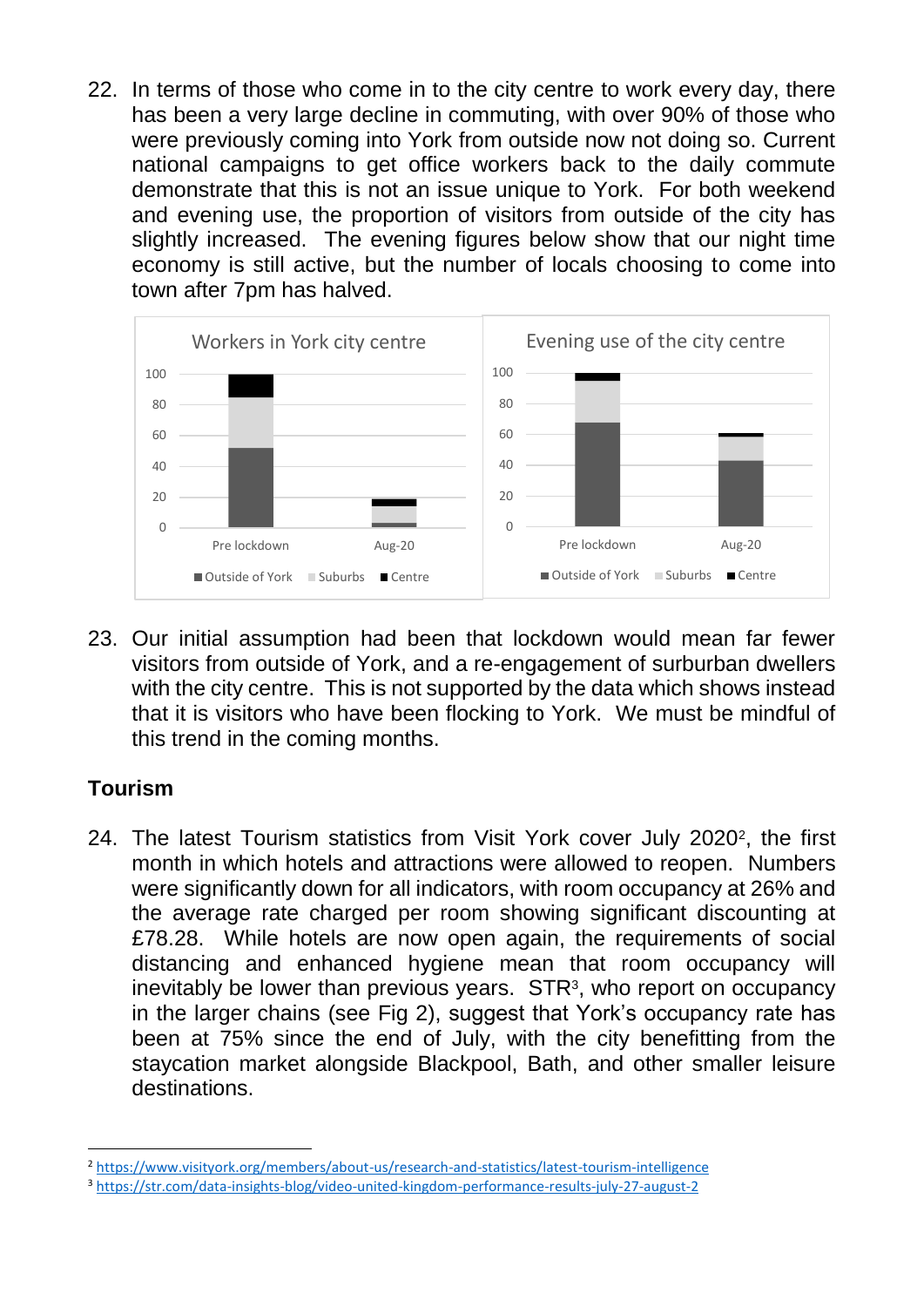22. In terms of those who come in to the city centre to work every day, there has been a very large decline in commuting, with over 90% of those who were previously coming into York from outside now not doing so. Current national campaigns to get office workers back to the daily commute demonstrate that this is not an issue unique to York. For both weekend and evening use, the proportion of visitors from outside of the city has slightly increased. The evening figures below show that our night time economy is still active, but the number of locals choosing to come into town after 7pm has halved.

23. Our initial assumption had been that lockdown would mean far fewer visitors from outside of York, and a re-engagement of surburban dwellers with the city centre. This is not supported by the data which shows instead that it is visitors who have been flocking to York. We must be mindful of this trend in the coming months.

## Tourism

24. The latest Tourism statistics from Visit York cover July 2020[2], the first month in which hotels and attractions were allowed to reopen. Numbers were significantly down for all indicators, with room occupancy at 26% and the average rate charged per room showing significant discounting at £78.28. While hotels are now open again, the requirements of social distancing and enhanced hygiene mean that room occupancy will inevitably be lower than previous years. STR[3], who report on occupancy in the larger chains (see Fig 2), suggest that York's occupancy rate has been at 75% since the end of July, with the city benefitting from the staycation market alongside Blackpool, Bath, and other smaller leisure destinations.

---

[2] https://www.visityork.org/members/about-us/research-and-statistics/latest-tourism-intelligence

[3] https://str.com/data-insights-blog/video-united-kingdom-performance-results-july-27-august-2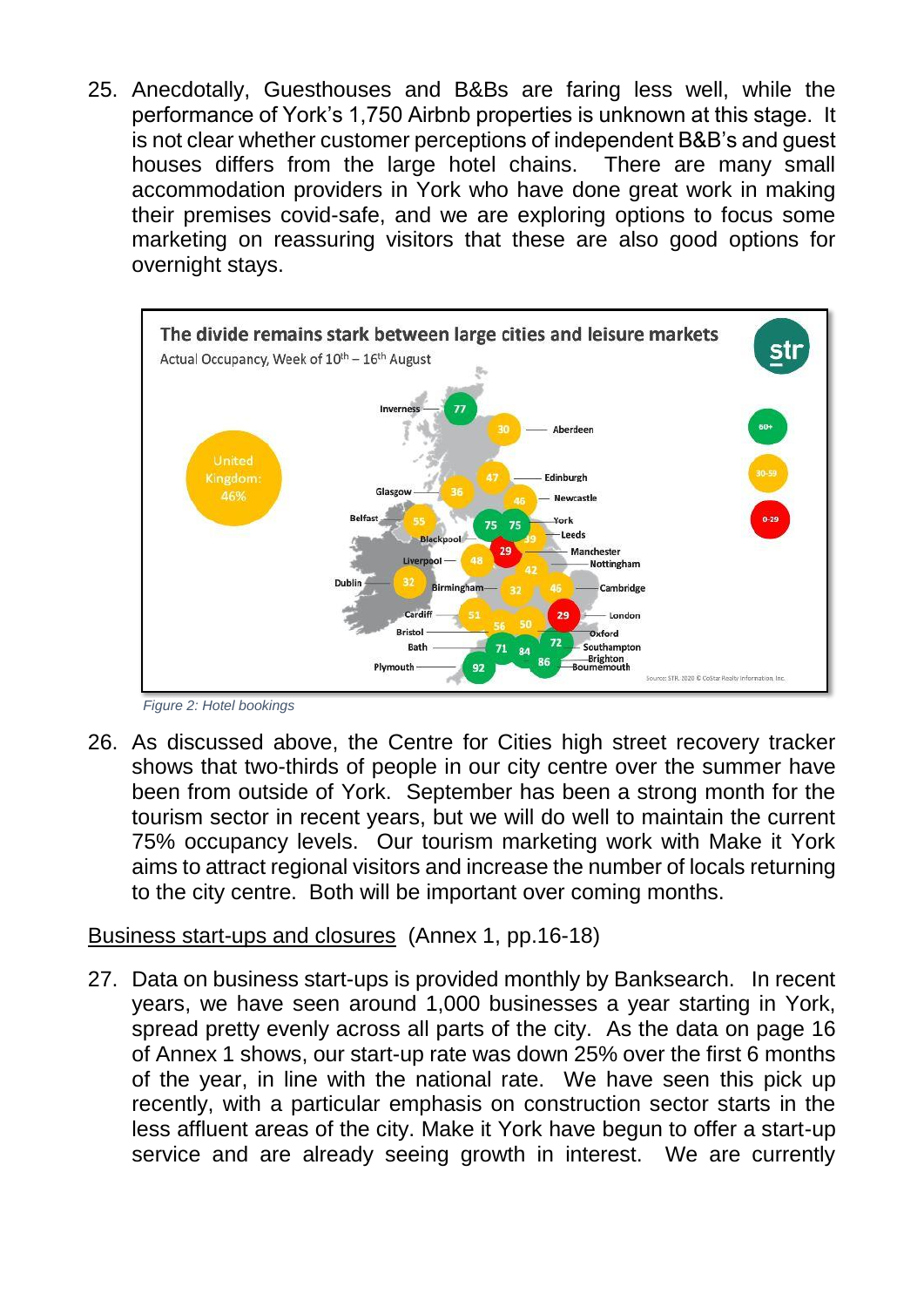25. Anecdotally, Guesthouses and B&Bs are faring less well, while the performance of York's 1,750 Airbnb properties is unknown at this stage. It is not clear whether customer perceptions of independent B&B's and guest houses differs from the large hotel chains. There are many small accommodation providers in York who have done great work in making their premises covid-safe, and we are exploring options to focus some marketing on reassuring visitors that these are also good options for overnight stays.

*Figure 2: Hotel bookings*

26. As discussed above, the Centre for Cities high street recovery tracker shows that two-thirds of people in our city centre over the summer have been from outside of York. September has been a strong month for the tourism sector in recent years, but we will do well to maintain the current 75% occupancy levels. Our tourism marketing work with Make it York aims to attract regional visitors and increase the number of locals returning to the city centre. Both will be important over coming months.

<u>Business start-ups and closures</u> (Annex 1, pp.16-18)

27. Data on business start-ups is provided monthly by Banksearch. In recent years, we have seen around 1,000 businesses a year starting in York, spread pretty evenly across all parts of the city. As the data on page 16 of Annex 1 shows, our start-up rate was down 25% over the first 6 months of the year, in line with the national rate. We have seen this pick up recently, with a particular emphasis on construction sector starts in the less affluent areas of the city. Make it York have begun to offer a start-up service and are already seeing growth in interest. We are currently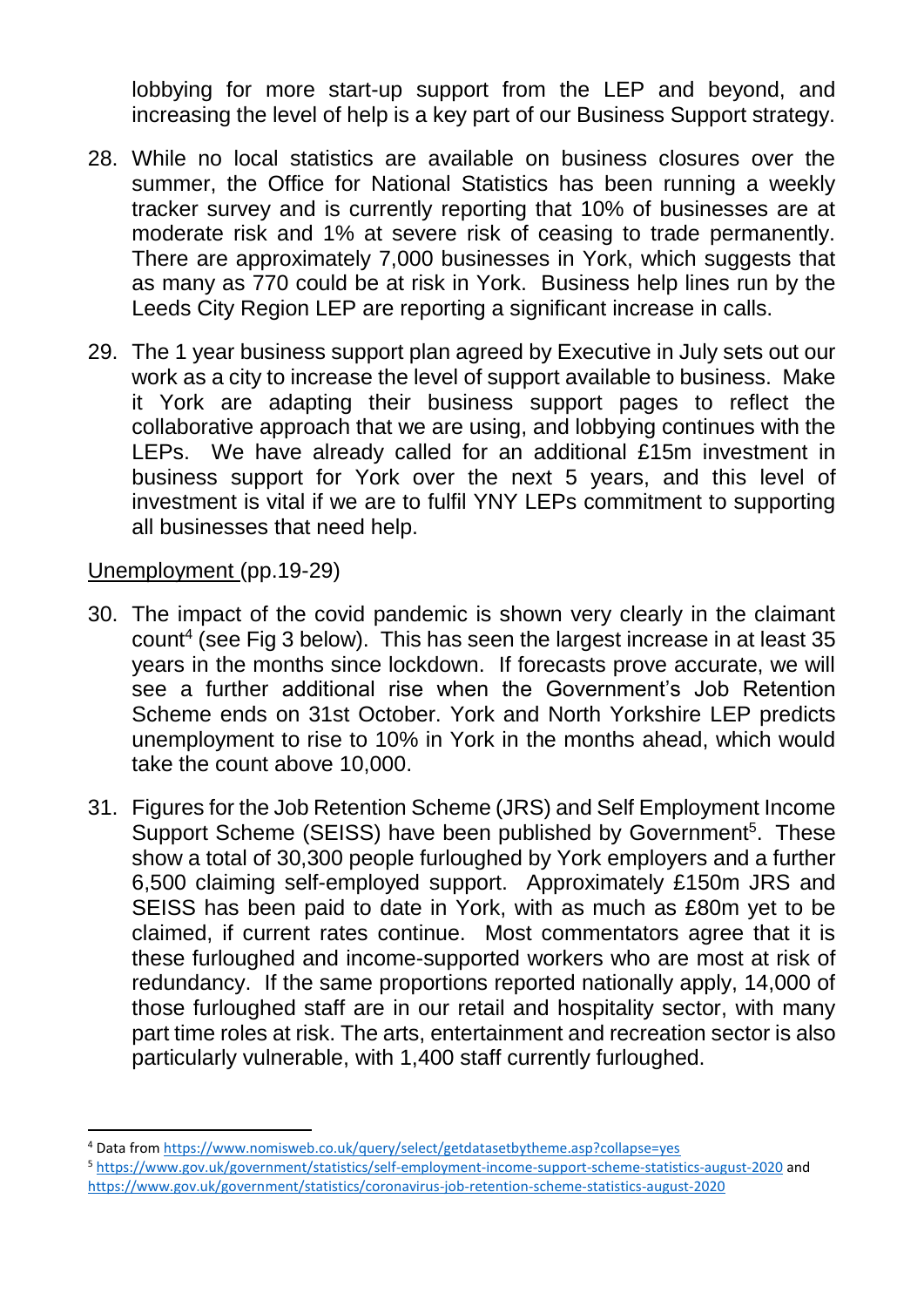lobbying for more start-up support from the LEP and beyond, and increasing the level of help is a key part of our Business Support strategy.

28. While no local statistics are available on business closures over the summer, the Office for National Statistics has been running a weekly tracker survey and is currently reporting that 10% of businesses are at moderate risk and 1% at severe risk of ceasing to trade permanently. There are approximately 7,000 businesses in York, which suggests that as many as 770 could be at risk in York. Business help lines run by the Leeds City Region LEP are reporting a significant increase in calls.

29. The 1 year business support plan agreed by Executive in July sets out our work as a city to increase the level of support available to business. Make it York are adapting their business support pages to reflect the collaborative approach that we are using, and lobbying continues with the LEPs. We have already called for an additional £15m investment in business support for York over the next 5 years, and this level of investment is vital if we are to fulfil YNY LEPs commitment to supporting all businesses that need help.

Unemployment (pp.19-29)

30. The impact of the covid pandemic is shown very clearly in the claimant count[4] (see Fig 3 below). This has seen the largest increase in at least 35 years in the months since lockdown. If forecasts prove accurate, we will see a further additional rise when the Government's Job Retention Scheme ends on 31st October. York and North Yorkshire LEP predicts unemployment to rise to 10% in York in the months ahead, which would take the count above 10,000.

31. Figures for the Job Retention Scheme (JRS) and Self Employment Income Support Scheme (SEISS) have been published by Government[5]. These show a total of 30,300 people furloughed by York employers and a further 6,500 claiming self-employed support. Approximately £150m JRS and SEISS has been paid to date in York, with as much as £80m yet to be claimed, if current rates continue. Most commentators agree that it is these furloughed and income-supported workers who are most at risk of redundancy. If the same proportions reported nationally apply, 14,000 of those furloughed staff are in our retail and hospitality sector, with many part time roles at risk. The arts, entertainment and recreation sector is also particularly vulnerable, with 1,400 staff currently furloughed.

---

[4] Data from https://www.nomisweb.co.uk/query/select/getdatasetbytheme.asp?collapse=yes

[5] https://www.gov.uk/government/statistics/self-employment-income-support-scheme-statistics-august-2020 and https://www.gov.uk/government/statistics/coronavirus-job-retention-scheme-statistics-august-2020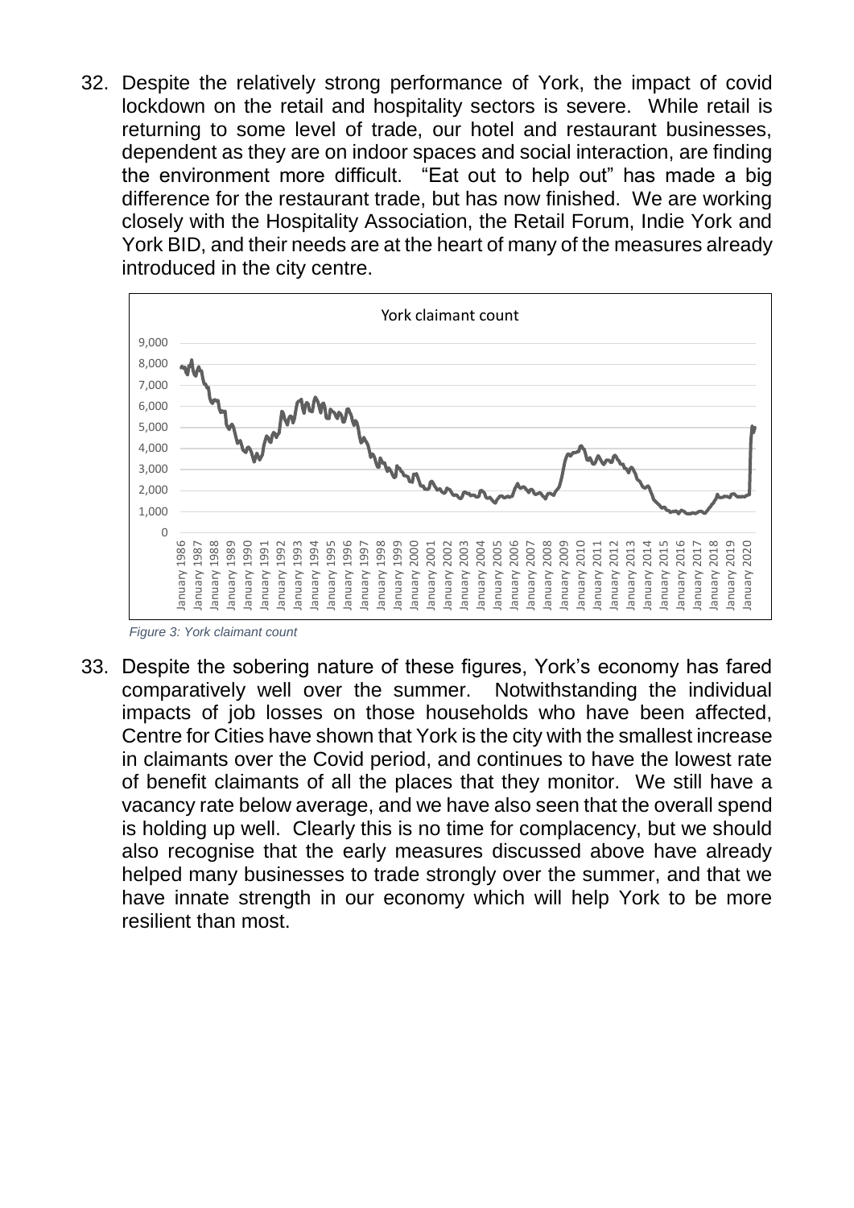32. Despite the relatively strong performance of York, the impact of covid lockdown on the retail and hospitality sectors is severe. While retail is returning to some level of trade, our hotel and restaurant businesses, dependent as they are on indoor spaces and social interaction, are finding the environment more difficult. "Eat out to help out" has made a big difference for the restaurant trade, but has now finished. We are working closely with the Hospitality Association, the Retail Forum, Indie York and York BID, and their needs are at the heart of many of the measures already introduced in the city centre.

*Figure 3: York claimant count*

33. Despite the sobering nature of these figures, York's economy has fared comparatively well over the summer. Notwithstanding the individual impacts of job losses on those households who have been affected, Centre for Cities have shown that York is the city with the smallest increase in claimants over the Covid period, and continues to have the lowest rate of benefit claimants of all the places that they monitor. We still have a vacancy rate below average, and we have also seen that the overall spend is holding up well. Clearly this is no time for complacency, but we should also recognise that the early measures discussed above have already helped many businesses to trade strongly over the summer, and that we have innate strength in our economy which will help York to be more resilient than most.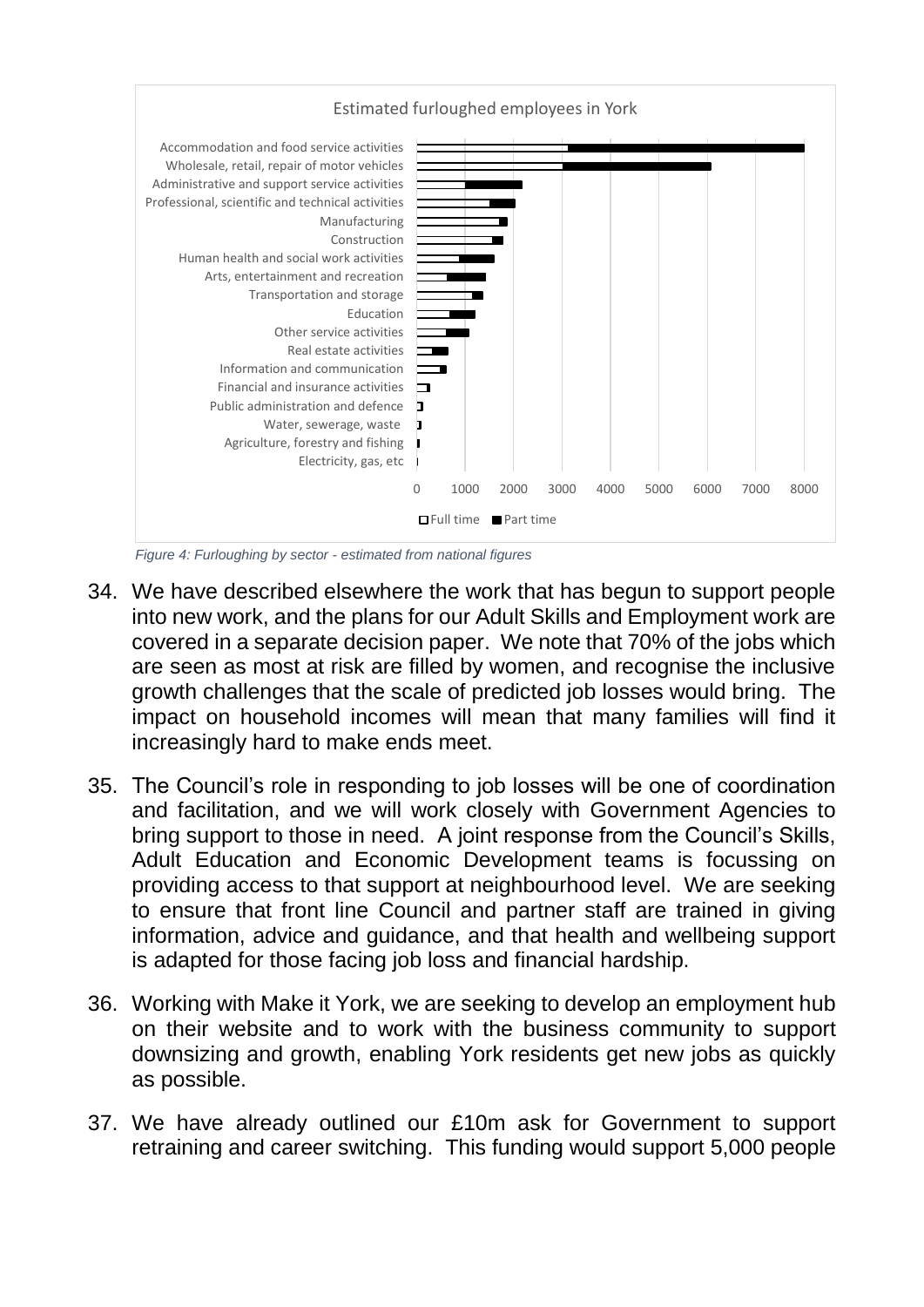Estimated furloughed employees in York

*Figure 4: Furloughing by sector - estimated from national figures*

34. We have described elsewhere the work that has begun to support people into new work, and the plans for our Adult Skills and Employment work are covered in a separate decision paper. We note that 70% of the jobs which are seen as most at risk are filled by women, and recognise the inclusive growth challenges that the scale of predicted job losses would bring. The impact on household incomes will mean that many families will find it increasingly hard to make ends meet.

35. The Council's role in responding to job losses will be one of coordination and facilitation, and we will work closely with Government Agencies to bring support to those in need. A joint response from the Council's Skills, Adult Education and Economic Development teams is focussing on providing access to that support at neighbourhood level. We are seeking to ensure that front line Council and partner staff are trained in giving information, advice and guidance, and that health and wellbeing support is adapted for those facing job loss and financial hardship.

36. Working with Make it York, we are seeking to develop an employment hub on their website and to work with the business community to support downsizing and growth, enabling York residents get new jobs as quickly as possible.

37. We have already outlined our £10m ask for Government to support retraining and career switching. This funding would support 5,000 people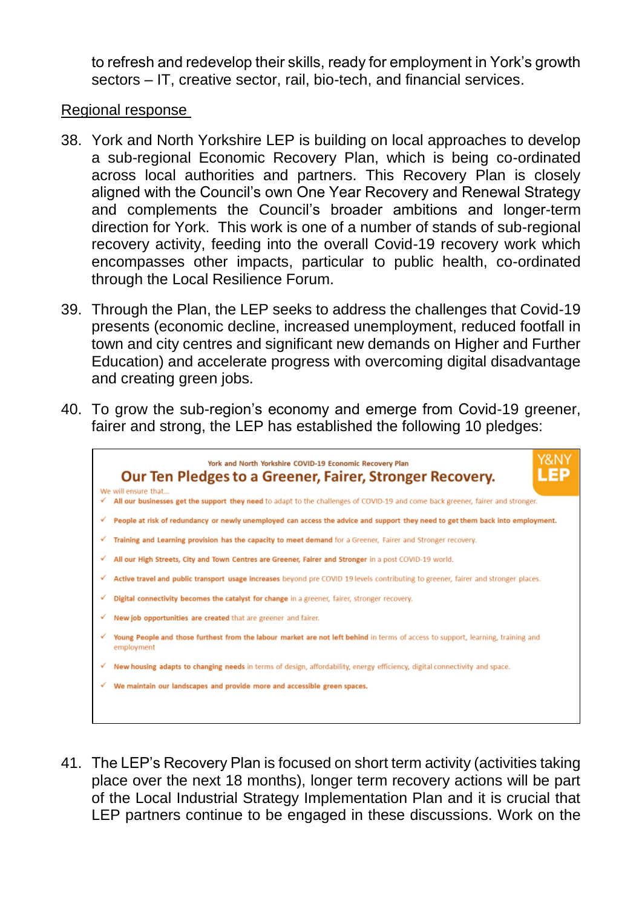to refresh and redevelop their skills, ready for employment in York's growth sectors – IT, creative sector, rail, bio-tech, and financial services.

Regional response

38. York and North Yorkshire LEP is building on local approaches to develop a sub-regional Economic Recovery Plan, which is being co-ordinated across local authorities and partners. This Recovery Plan is closely aligned with the Council's own One Year Recovery and Renewal Strategy and complements the Council's broader ambitions and longer-term direction for York. This work is one of a number of stands of sub-regional recovery activity, feeding into the overall Covid-19 recovery work which encompasses other impacts, particular to public health, co-ordinated through the Local Resilience Forum.

39. Through the Plan, the LEP seeks to address the challenges that Covid-19 presents (economic decline, increased unemployment, reduced footfall in town and city centres and significant new demands on Higher and Further Education) and accelerate progress with overcoming digital disadvantage and creating green jobs.

40. To grow the sub-region's economy and emerge from Covid-19 greener, fairer and strong, the LEP has established the following 10 pledges:

York and North Yorkshire COVID-19 Economic Recovery Plan

**Our Ten Pledges to a Greener, Fairer, Stronger Recovery.**

Y&NY LEP

We will ensure that...

- ✓ **All our businesses get the support they need** to adapt to the challenges of COVID-19 and come back greener, fairer and stronger.
- ✓ **People at risk of redundancy or newly unemployed can access the advice and support they need to get them back into employment.**
- ✓ **Training and Learning provision has the capacity to meet demand** for a Greener, Fairer and Stronger recovery.
- ✓ **All our High Streets, City and Town Centres are Greener, Fairer and Stronger** in a post COVID-19 world.
- ✓ **Active travel and public transport usage increases** beyond pre COVID 19 levels contributing to greener, fairer and stronger places.
- ✓ **Digital connectivity becomes the catalyst for change** in a greener, fairer, stronger recovery.
- ✓ **New job opportunities are created** that are greener and fairer.
- ✓ **Young People and those furthest from the labour market are not left behind** in terms of access to support, learning, training and employment
- ✓ **New housing adapts to changing needs** in terms of design, affordability, energy efficiency, digital connectivity and space.
- ✓ **We maintain our landscapes and provide more and accessible green spaces.**

41. The LEP's Recovery Plan is focused on short term activity (activities taking place over the next 18 months), longer term recovery actions will be part of the Local Industrial Strategy Implementation Plan and it is crucial that LEP partners continue to be engaged in these discussions. Work on the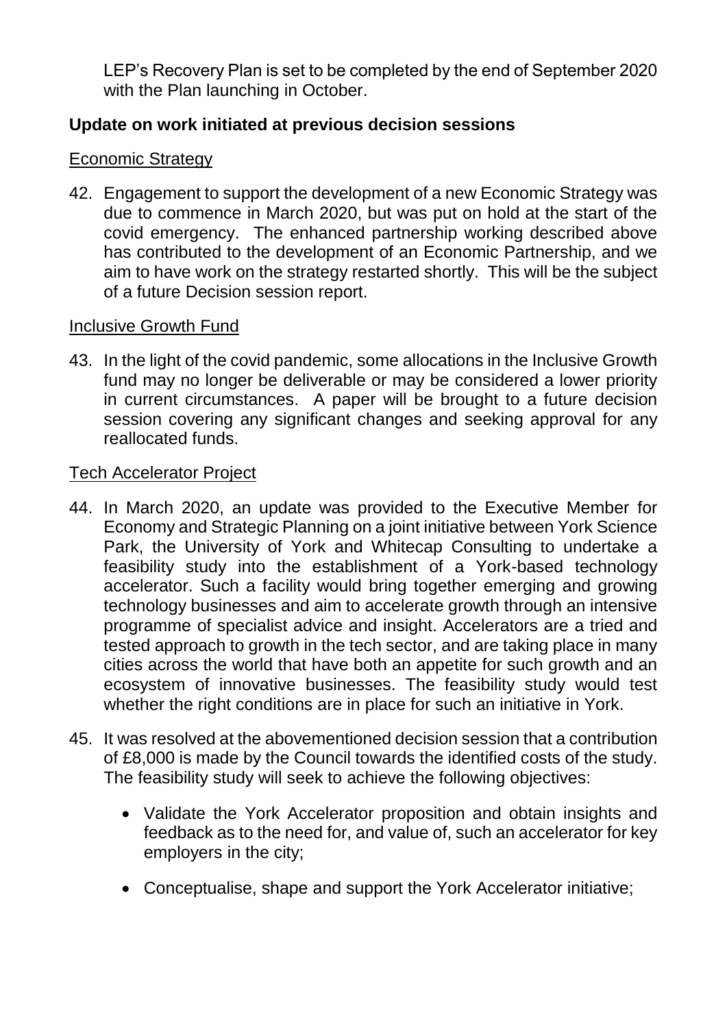LEP's Recovery Plan is set to be completed by the end of September 2020 with the Plan launching in October.

## Update on work initiated at previous decision sessions

### Economic Strategy

42. Engagement to support the development of a new Economic Strategy was due to commence in March 2020, but was put on hold at the start of the covid emergency. The enhanced partnership working described above has contributed to the development of an Economic Partnership, and we aim to have work on the strategy restarted shortly. This will be the subject of a future Decision session report.

### Inclusive Growth Fund

43. In the light of the covid pandemic, some allocations in the Inclusive Growth fund may no longer be deliverable or may be considered a lower priority in current circumstances. A paper will be brought to a future decision session covering any significant changes and seeking approval for any reallocated funds.

### Tech Accelerator Project

44. In March 2020, an update was provided to the Executive Member for Economy and Strategic Planning on a joint initiative between York Science Park, the University of York and Whitecap Consulting to undertake a feasibility study into the establishment of a York-based technology accelerator. Such a facility would bring together emerging and growing technology businesses and aim to accelerate growth through an intensive programme of specialist advice and insight. Accelerators are a tried and tested approach to growth in the tech sector, and are taking place in many cities across the world that have both an appetite for such growth and an ecosystem of innovative businesses. The feasibility study would test whether the right conditions are in place for such an initiative in York.

45. It was resolved at the abovementioned decision session that a contribution of £8,000 is made by the Council towards the identified costs of the study. The feasibility study will seek to achieve the following objectives:

    - Validate the York Accelerator proposition and obtain insights and feedback as to the need for, and value of, such an accelerator for key employers in the city;

    - Conceptualise, shape and support the York Accelerator initiative;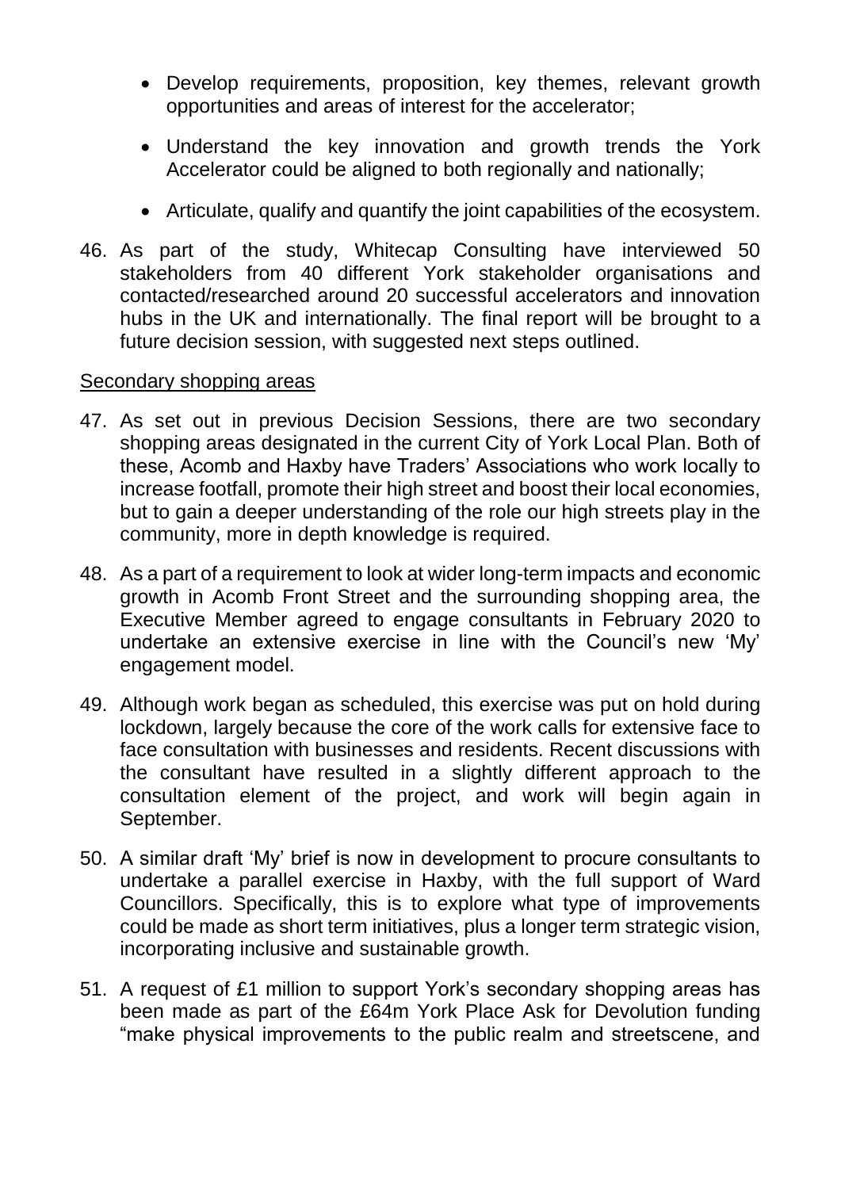- Develop requirements, proposition, key themes, relevant growth opportunities and areas of interest for the accelerator;
- Understand the key innovation and growth trends the York Accelerator could be aligned to both regionally and nationally;
- Articulate, qualify and quantify the joint capabilities of the ecosystem.

46. As part of the study, Whitecap Consulting have interviewed 50 stakeholders from 40 different York stakeholder organisations and contacted/researched around 20 successful accelerators and innovation hubs in the UK and internationally. The final report will be brought to a future decision session, with suggested next steps outlined.

Secondary shopping areas

47. As set out in previous Decision Sessions, there are two secondary shopping areas designated in the current City of York Local Plan. Both of these, Acomb and Haxby have Traders' Associations who work locally to increase footfall, promote their high street and boost their local economies, but to gain a deeper understanding of the role our high streets play in the community, more in depth knowledge is required.

48. As a part of a requirement to look at wider long-term impacts and economic growth in Acomb Front Street and the surrounding shopping area, the Executive Member agreed to engage consultants in February 2020 to undertake an extensive exercise in line with the Council's new 'My' engagement model.

49. Although work began as scheduled, this exercise was put on hold during lockdown, largely because the core of the work calls for extensive face to face consultation with businesses and residents. Recent discussions with the consultant have resulted in a slightly different approach to the consultation element of the project, and work will begin again in September.

50. A similar draft 'My' brief is now in development to procure consultants to undertake a parallel exercise in Haxby, with the full support of Ward Councillors. Specifically, this is to explore what type of improvements could be made as short term initiatives, plus a longer term strategic vision, incorporating inclusive and sustainable growth.

51. A request of £1 million to support York's secondary shopping areas has been made as part of the £64m York Place Ask for Devolution funding "make physical improvements to the public realm and streetscene, and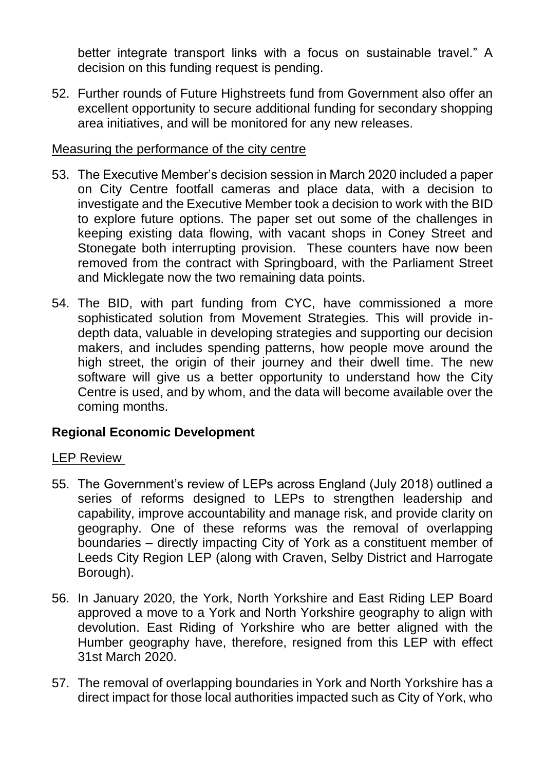better integrate transport links with a focus on sustainable travel." A decision on this funding request is pending.

52. Further rounds of Future Highstreets fund from Government also offer an excellent opportunity to secure additional funding for secondary shopping area initiatives, and will be monitored for any new releases.

<u>Measuring the performance of the city centre</u>

53. The Executive Member's decision session in March 2020 included a paper on City Centre footfall cameras and place data, with a decision to investigate and the Executive Member took a decision to work with the BID to explore future options. The paper set out some of the challenges in keeping existing data flowing, with vacant shops in Coney Street and Stonegate both interrupting provision. These counters have now been removed from the contract with Springboard, with the Parliament Street and Micklegate now the two remaining data points.

54. The BID, with part funding from CYC, have commissioned a more sophisticated solution from Movement Strategies. This will provide in-depth data, valuable in developing strategies and supporting our decision makers, and includes spending patterns, how people move around the high street, the origin of their journey and their dwell time. The new software will give us a better opportunity to understand how the City Centre is used, and by whom, and the data will become available over the coming months.

## Regional Economic Development

<u>LEP Review</u>

55. The Government's review of LEPs across England (July 2018) outlined a series of reforms designed to LEPs to strengthen leadership and capability, improve accountability and manage risk, and provide clarity on geography. One of these reforms was the removal of overlapping boundaries – directly impacting City of York as a constituent member of Leeds City Region LEP (along with Craven, Selby District and Harrogate Borough).

56. In January 2020, the York, North Yorkshire and East Riding LEP Board approved a move to a York and North Yorkshire geography to align with devolution. East Riding of Yorkshire who are better aligned with the Humber geography have, therefore, resigned from this LEP with effect 31st March 2020.

57. The removal of overlapping boundaries in York and North Yorkshire has a direct impact for those local authorities impacted such as City of York, who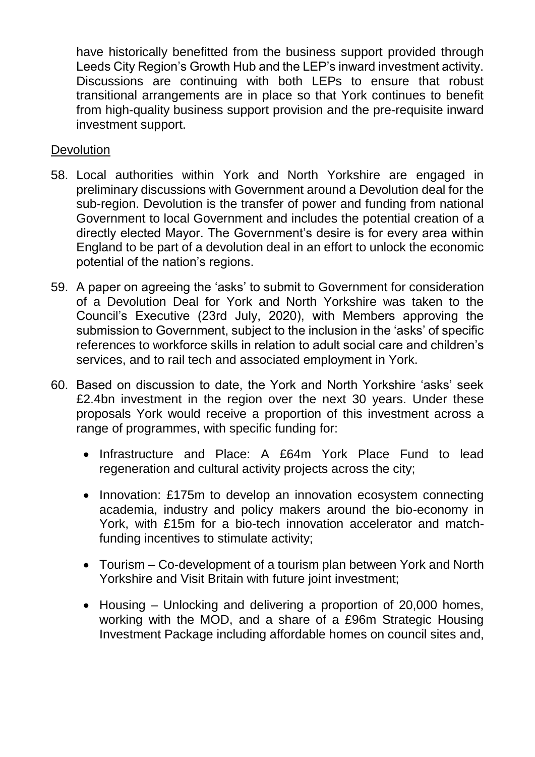have historically benefitted from the business support provided through Leeds City Region's Growth Hub and the LEP's inward investment activity. Discussions are continuing with both LEPs to ensure that robust transitional arrangements are in place so that York continues to benefit from high-quality business support provision and the pre-requisite inward investment support.

## Devolution

58. Local authorities within York and North Yorkshire are engaged in preliminary discussions with Government around a Devolution deal for the sub-region. Devolution is the transfer of power and funding from national Government to local Government and includes the potential creation of a directly elected Mayor. The Government's desire is for every area within England to be part of a devolution deal in an effort to unlock the economic potential of the nation's regions.

59. A paper on agreeing the 'asks' to submit to Government for consideration of a Devolution Deal for York and North Yorkshire was taken to the Council's Executive (23rd July, 2020), with Members approving the submission to Government, subject to the inclusion in the 'asks' of specific references to workforce skills in relation to adult social care and children's services, and to rail tech and associated employment in York.

60. Based on discussion to date, the York and North Yorkshire 'asks' seek £2.4bn investment in the region over the next 30 years. Under these proposals York would receive a proportion of this investment across a range of programmes, with specific funding for:

    - Infrastructure and Place: A £64m York Place Fund to lead regeneration and cultural activity projects across the city;
    - Innovation: £175m to develop an innovation ecosystem connecting academia, industry and policy makers around the bio-economy in York, with £15m for a bio-tech innovation accelerator and match-funding incentives to stimulate activity;
    - Tourism – Co-development of a tourism plan between York and North Yorkshire and Visit Britain with future joint investment;
    - Housing – Unlocking and delivering a proportion of 20,000 homes, working with the MOD, and a share of a £96m Strategic Housing Investment Package including affordable homes on council sites and,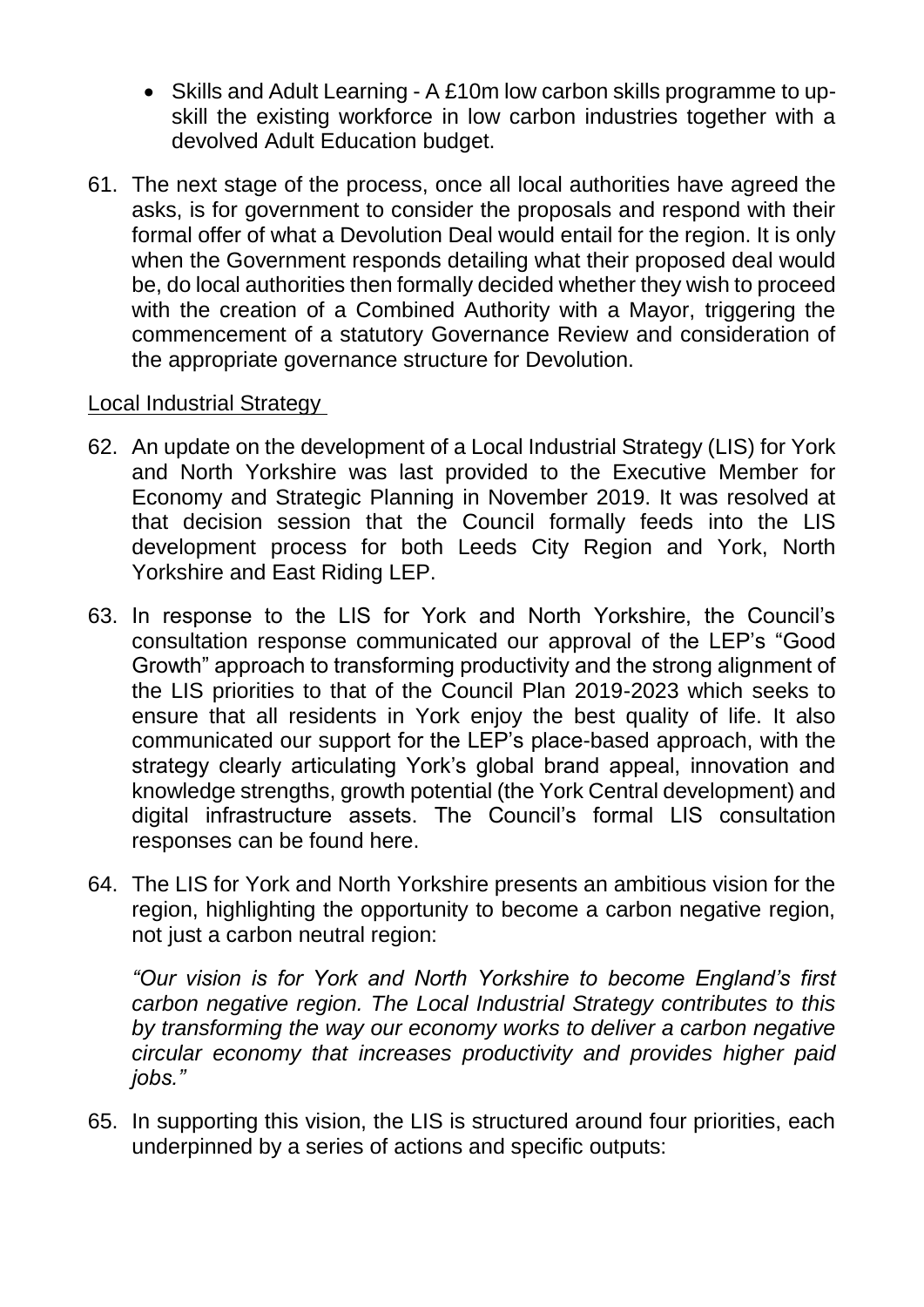- Skills and Adult Learning - A £10m low carbon skills programme to up-skill the existing workforce in low carbon industries together with a devolved Adult Education budget.

61. The next stage of the process, once all local authorities have agreed the asks, is for government to consider the proposals and respond with their formal offer of what a Devolution Deal would entail for the region. It is only when the Government responds detailing what their proposed deal would be, do local authorities then formally decided whether they wish to proceed with the creation of a Combined Authority with a Mayor, triggering the commencement of a statutory Governance Review and consideration of the appropriate governance structure for Devolution.

Local Industrial Strategy

62. An update on the development of a Local Industrial Strategy (LIS) for York and North Yorkshire was last provided to the Executive Member for Economy and Strategic Planning in November 2019. It was resolved at that decision session that the Council formally feeds into the LIS development process for both Leeds City Region and York, North Yorkshire and East Riding LEP.

63. In response to the LIS for York and North Yorkshire, the Council's consultation response communicated our approval of the LEP's "Good Growth" approach to transforming productivity and the strong alignment of the LIS priorities to that of the Council Plan 2019-2023 which seeks to ensure that all residents in York enjoy the best quality of life. It also communicated our support for the LEP's place-based approach, with the strategy clearly articulating York's global brand appeal, innovation and knowledge strengths, growth potential (the York Central development) and digital infrastructure assets. The Council's formal LIS consultation responses can be found here.

64. The LIS for York and North Yorkshire presents an ambitious vision for the region, highlighting the opportunity to become a carbon negative region, not just a carbon neutral region:

    *"Our vision is for York and North Yorkshire to become England's first carbon negative region. The Local Industrial Strategy contributes to this by transforming the way our economy works to deliver a carbon negative circular economy that increases productivity and provides higher paid jobs."*

65. In supporting this vision, the LIS is structured around four priorities, each underpinned by a series of actions and specific outputs: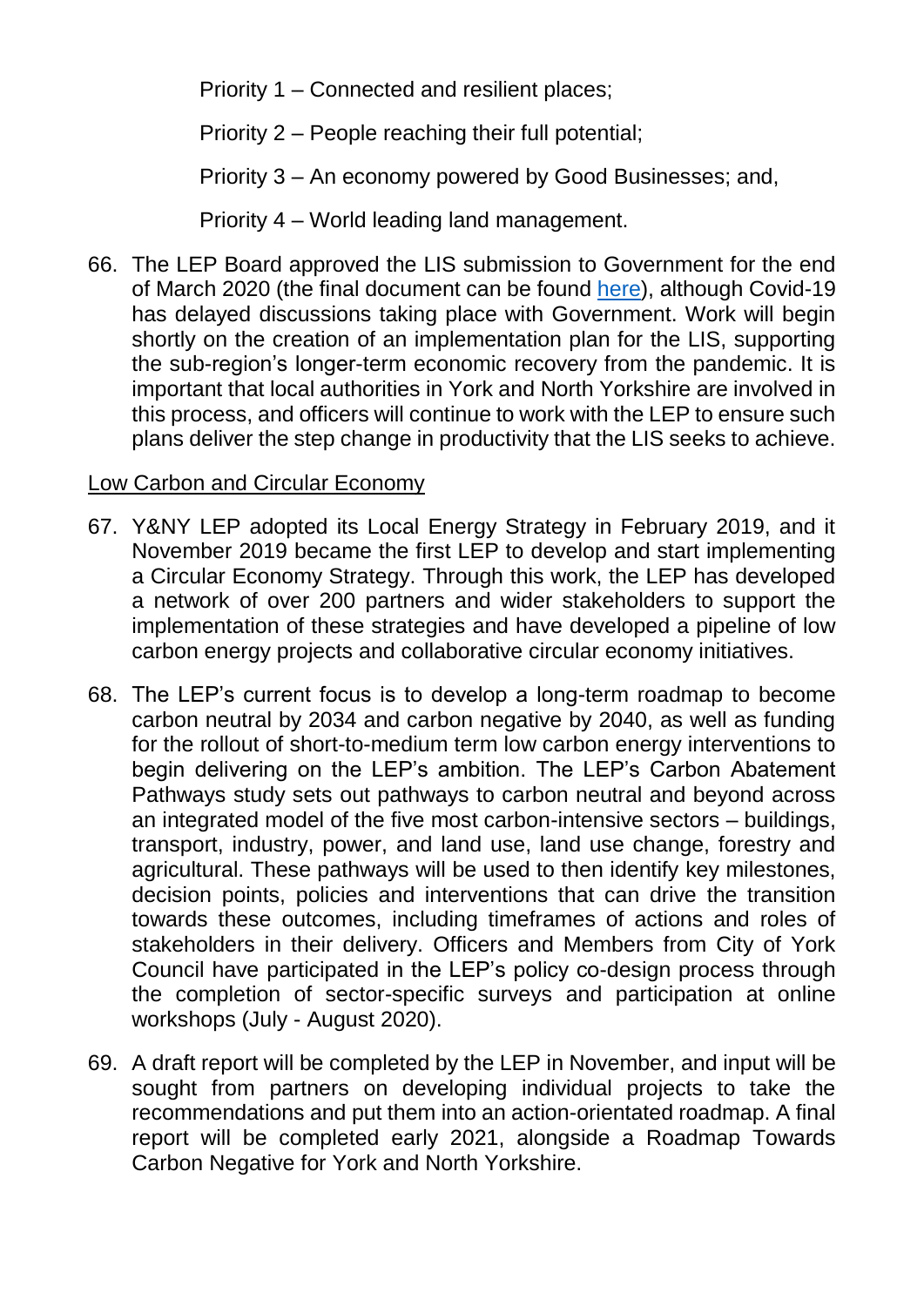Priority 1 – Connected and resilient places;

Priority 2 – People reaching their full potential;

Priority 3 – An economy powered by Good Businesses; and,

Priority 4 – World leading land management.

66. The LEP Board approved the LIS submission to Government for the end of March 2020 (the final document can be found here), although Covid-19 has delayed discussions taking place with Government. Work will begin shortly on the creation of an implementation plan for the LIS, supporting the sub-region's longer-term economic recovery from the pandemic. It is important that local authorities in York and North Yorkshire are involved in this process, and officers will continue to work with the LEP to ensure such plans deliver the step change in productivity that the LIS seeks to achieve.

Low Carbon and Circular Economy

67. Y&NY LEP adopted its Local Energy Strategy in February 2019, and it November 2019 became the first LEP to develop and start implementing a Circular Economy Strategy. Through this work, the LEP has developed a network of over 200 partners and wider stakeholders to support the implementation of these strategies and have developed a pipeline of low carbon energy projects and collaborative circular economy initiatives.

68. The LEP's current focus is to develop a long-term roadmap to become carbon neutral by 2034 and carbon negative by 2040, as well as funding for the rollout of short-to-medium term low carbon energy interventions to begin delivering on the LEP's ambition. The LEP's Carbon Abatement Pathways study sets out pathways to carbon neutral and beyond across an integrated model of the five most carbon-intensive sectors – buildings, transport, industry, power, and land use, land use change, forestry and agricultural. These pathways will be used to then identify key milestones, decision points, policies and interventions that can drive the transition towards these outcomes, including timeframes of actions and roles of stakeholders in their delivery. Officers and Members from City of York Council have participated in the LEP's policy co-design process through the completion of sector-specific surveys and participation at online workshops (July - August 2020).

69. A draft report will be completed by the LEP in November, and input will be sought from partners on developing individual projects to take the recommendations and put them into an action-orientated roadmap. A final report will be completed early 2021, alongside a Roadmap Towards Carbon Negative for York and North Yorkshire.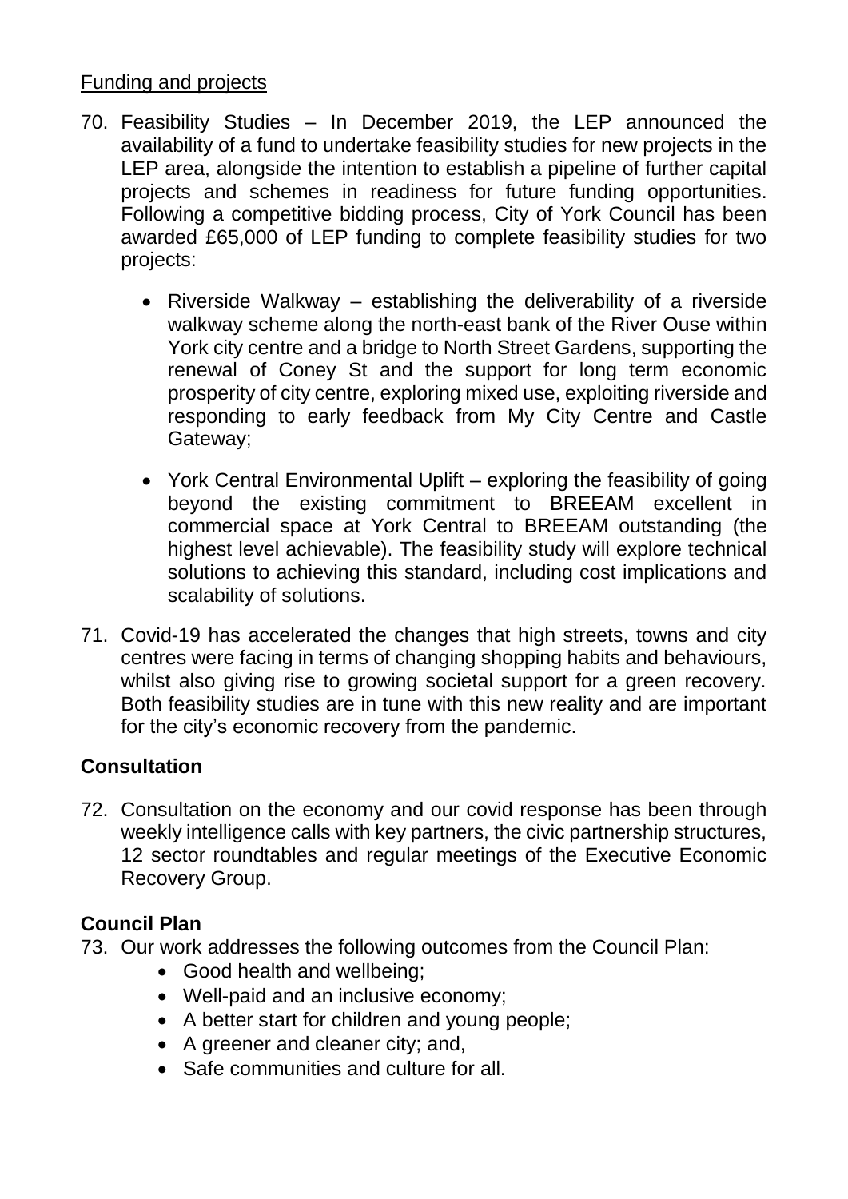Funding and projects

70. Feasibility Studies – In December 2019, the LEP announced the availability of a fund to undertake feasibility studies for new projects in the LEP area, alongside the intention to establish a pipeline of further capital projects and schemes in readiness for future funding opportunities. Following a competitive bidding process, City of York Council has been awarded £65,000 of LEP funding to complete feasibility studies for two projects:

    - Riverside Walkway – establishing the deliverability of a riverside walkway scheme along the north-east bank of the River Ouse within York city centre and a bridge to North Street Gardens, supporting the renewal of Coney St and the support for long term economic prosperity of city centre, exploring mixed use, exploiting riverside and responding to early feedback from My City Centre and Castle Gateway;

    - York Central Environmental Uplift – exploring the feasibility of going beyond the existing commitment to BREEAM excellent in commercial space at York Central to BREEAM outstanding (the highest level achievable). The feasibility study will explore technical solutions to achieving this standard, including cost implications and scalability of solutions.

71. Covid-19 has accelerated the changes that high streets, towns and city centres were facing in terms of changing shopping habits and behaviours, whilst also giving rise to growing societal support for a green recovery. Both feasibility studies are in tune with this new reality and are important for the city's economic recovery from the pandemic.

## Consultation

72. Consultation on the economy and our covid response has been through weekly intelligence calls with key partners, the civic partnership structures, 12 sector roundtables and regular meetings of the Executive Economic Recovery Group.

## Council Plan

73. Our work addresses the following outcomes from the Council Plan:
    - Good health and wellbeing;
    - Well-paid and an inclusive economy;
    - A better start for children and young people;
    - A greener and cleaner city; and,
    - Safe communities and culture for all.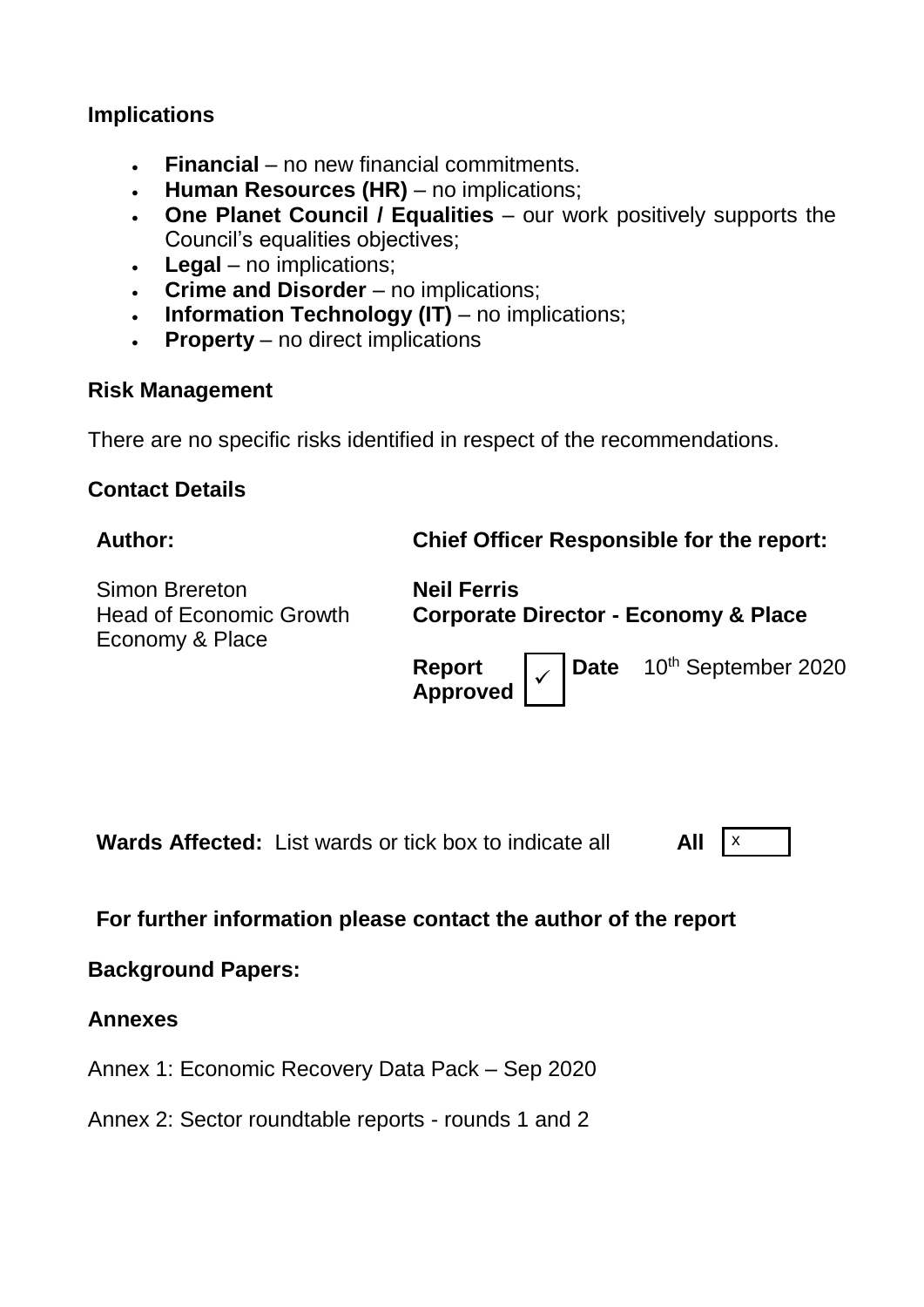## Implications

- **Financial** – no new financial commitments.
- **Human Resources (HR)** – no implications;
- **One Planet Council / Equalities** – our work positively supports the Council's equalities objectives;
- **Legal** – no implications;
- **Crime and Disorder** – no implications;
- **Information Technology (IT)** – no implications;
- **Property** – no direct implications

## Risk Management

There are no specific risks identified in respect of the recommendations.

## Contact Details

| **Author:** | **Chief Officer Responsible for the report:** |
|---|---|
| Simon Brereton<br>Head of Economic Growth<br>Economy & Place | **Neil Ferris**<br>**Corporate Director - Economy & Place** |
| | **Report Approved** ✓ **Date** 10th September 2020 |

**Wards Affected:** List wards or tick box to indicate all **All** x

**For further information please contact the author of the report**

## Background Papers:

## Annexes

Annex 1: Economic Recovery Data Pack – Sep 2020

Annex 2: Sector roundtable reports - rounds 1 and 2